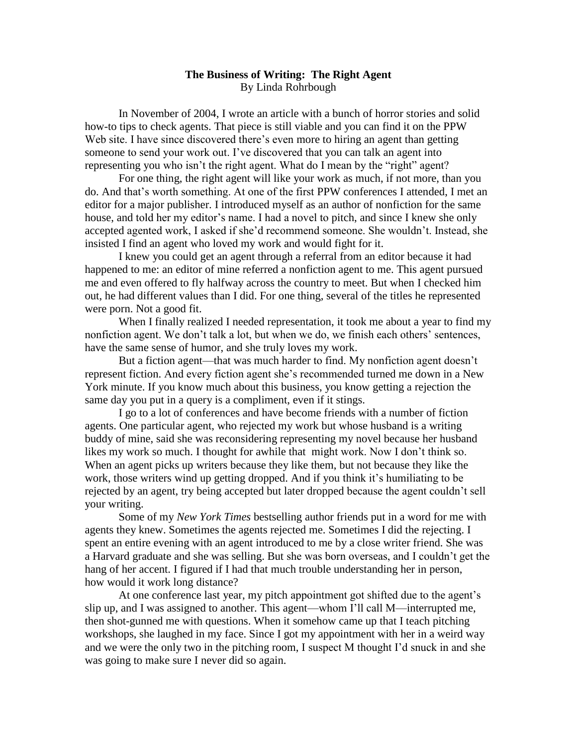# The Business of Writing: The Right Agent

By Linda Rohrbough

In November of 2004, I wrote an article with a bunch of horror stories and solid how-to tips to check agents. That piece is still viable and you can find it on the PPW Web site. I have since discovered there's even more to hiring an agent than getting someone to send your work out. I've discovered that you can talk an agent into representing you who isn't the right agent. What do I mean by the "right" agent?

For one thing, the right agent will like your work as much, if not more, than you do. And that's worth something. At one of the first PPW conferences I attended, I met an editor for a major publisher. I introduced myself as an author of nonfiction for the same house, and told her my editor's name. I had a novel to pitch, and since I knew she only accepted agented work, I asked if she'd recommend someone. She wouldn't. Instead, she insisted I find an agent who loved my work and would fight for it.

I knew you could get an agent through a referral from an editor because it had happened to me: an editor of mine referred a nonfiction agent to me. This agent pursued me and even offered to fly halfway across the country to meet. But when I checked him out, he had different values than I did. For one thing, several of the titles he represented were porn. Not a good fit.

When I finally realized I needed representation, it took me about a year to find my nonfiction agent. We don't talk a lot, but when we do, we finish each others' sentences, have the same sense of humor, and she truly loves my work.

But a fiction agent—that was much harder to find. My nonfiction agent doesn't represent fiction. And every fiction agent she's recommended turned me down in a New York minute. If you know much about this business, you know getting a rejection the same day you put in a query is a compliment, even if it stings.

I go to a lot of conferences and have become friends with a number of fiction agents. One particular agent, who rejected my work but whose husband is a writing buddy of mine, said she was reconsidering representing my novel because her husband likes my work so much. I thought for awhile that might work. Now I don't think so. When an agent picks up writers because they like them, but not because they like the work, those writers wind up getting dropped. And if you think it's humiliating to be rejected by an agent, try being accepted but later dropped because the agent couldn't sell your writing.

Some of my *New York Times* bestselling author friends put in a word for me with agents they knew. Sometimes the agents rejected me. Sometimes I did the rejecting. I spent an entire evening with an agent introduced to me by a close writer friend. She was a Harvard graduate and she was selling. But she was born overseas, and I couldn't get the hang of her accent. I figured if I had that much trouble understanding her in person, how would it work long distance?

At one conference last year, my pitch appointment got shifted due to the agent's slip up, and I was assigned to another. This agent—whom I'll call M—interrupted me, then shot-gunned me with questions. When it somehow came up that I teach pitching workshops, she laughed in my face. Since I got my appointment with her in a weird way and we were the only two in the pitching room, I suspect M thought I'd snuck in and she was going to make sure I never did so again.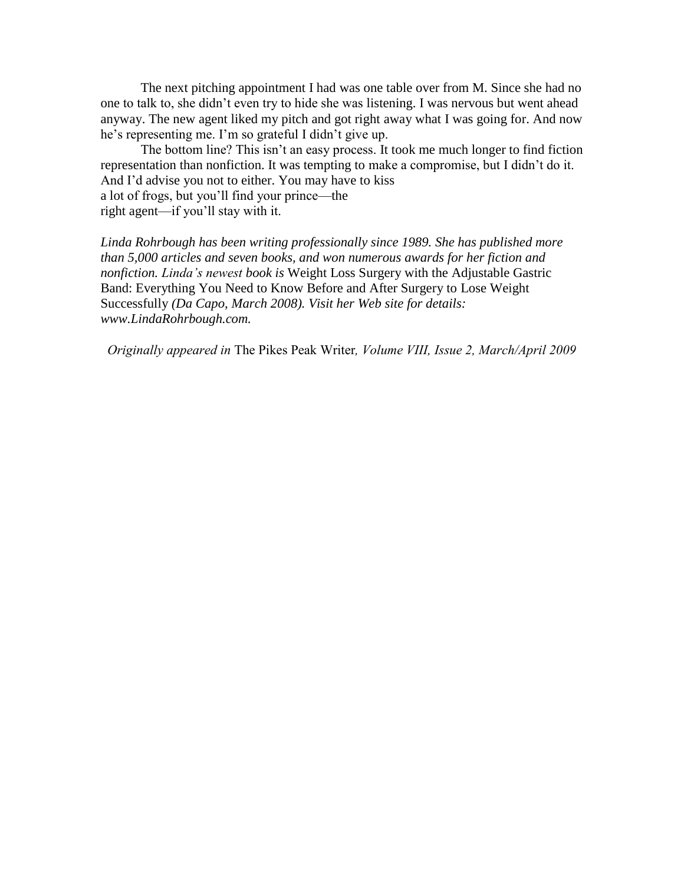The next pitching appointment I had was one table over from M. Since she had no one to talk to, she didn't even try to hide she was listening. I was nervous but went ahead anyway. The new agent liked my pitch and got right away what I was going for. And now he's representing me. I'm so grateful I didn't give up.

The bottom line? This isn't an easy process. It took me much longer to find fiction representation than nonfiction. It was tempting to make a compromise, but I didn't do it. And I'd advise you not to either. You may have to kiss a lot of frogs, but you'll find your prince—the right agent—if you'll stay with it.

*Linda Rohrbough has been writing professionally since 1989. She has published more than 5,000 articles and seven books, and won numerous awards for her fiction and nonfiction. Linda's newest book is* Weight Loss Surgery with the Adjustable Gastric Band: Everything You Need to Know Before and After Surgery to Lose Weight Successfully *(Da Capo, March 2008). Visit her Web site for details: www.LindaRohrbough.com.*

*Originally appeared in* The Pikes Peak Writer*, Volume VIII, Issue 2, March/April 2009*